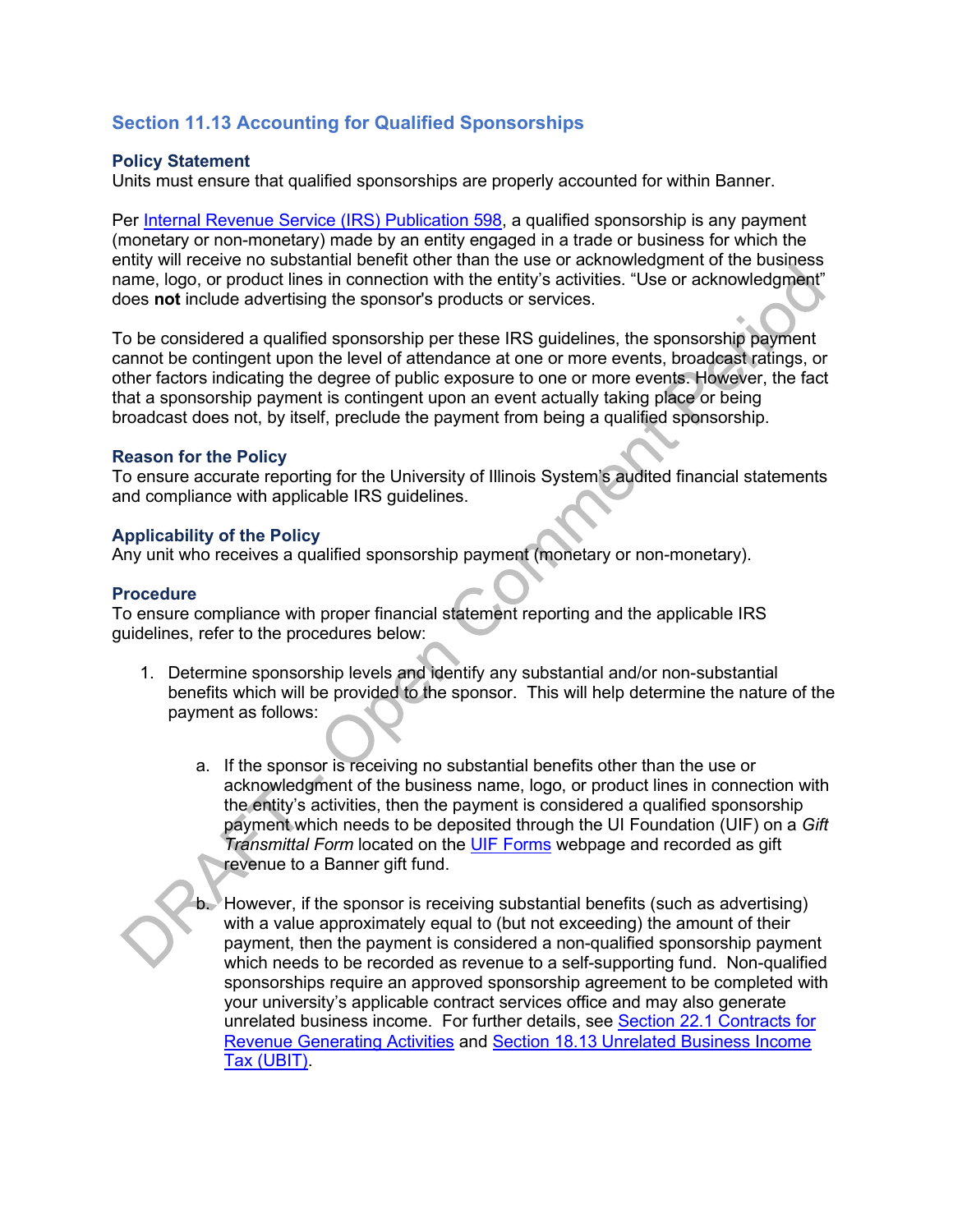## Section 11.13 Accounting for Qualified Sponsorships

### Policy Statement

Units must ensure that qualified sponsorships are properly accounted for within Banner.

Per [Internal Revenue Service (IRS) Publication 598](), a qualified sponsorship is any payment (monetary or non-monetary) made by an entity engaged in a trade or business for which the entity will receive no substantial benefit other than the use or acknowledgment of the business name, logo, or product lines in connection with the entity's activities. "Use or acknowledgment" does **not** include advertising the sponsor's products or services.

To be considered a qualified sponsorship per these IRS guidelines, the sponsorship payment cannot be contingent upon the level of attendance at one or more events, broadcast ratings, or other factors indicating the degree of public exposure to one or more events. However, the fact that a sponsorship payment is contingent upon an event actually taking place or being broadcast does not, by itself, preclude the payment from being a qualified sponsorship.

### Reason for the Policy

To ensure accurate reporting for the University of Illinois System's audited financial statements and compliance with applicable IRS guidelines.

### Applicability of the Policy

Any unit who receives a qualified sponsorship payment (monetary or non-monetary).

### Procedure

To ensure compliance with proper financial statement reporting and the applicable IRS guidelines, refer to the procedures below:

1. Determine sponsorship levels and identify any substantial and/or non-substantial benefits which will be provided to the sponsor. This will help determine the nature of the payment as follows:

    a. If the sponsor is receiving no substantial benefits other than the use or acknowledgment of the business name, logo, or product lines in connection with the entity's activities, then the payment is considered a qualified sponsorship payment which needs to be deposited through the UI Foundation (UIF) on a *Gift Transmittal Form* located on the [UIF Forms]() webpage and recorded as gift revenue to a Banner gift fund.

    b. However, if the sponsor is receiving substantial benefits (such as advertising) with a value approximately equal to (but not exceeding) the amount of their payment, then the payment is considered a non-qualified sponsorship payment which needs to be recorded as revenue to a self-supporting fund. Non-qualified sponsorships require an approved sponsorship agreement to be completed with your university's applicable contract services office and may also generate unrelated business income. For further details, see [Section 22.1 Contracts for Revenue Generating Activities]() and [Section 18.13 Unrelated Business Income Tax (UBIT)]().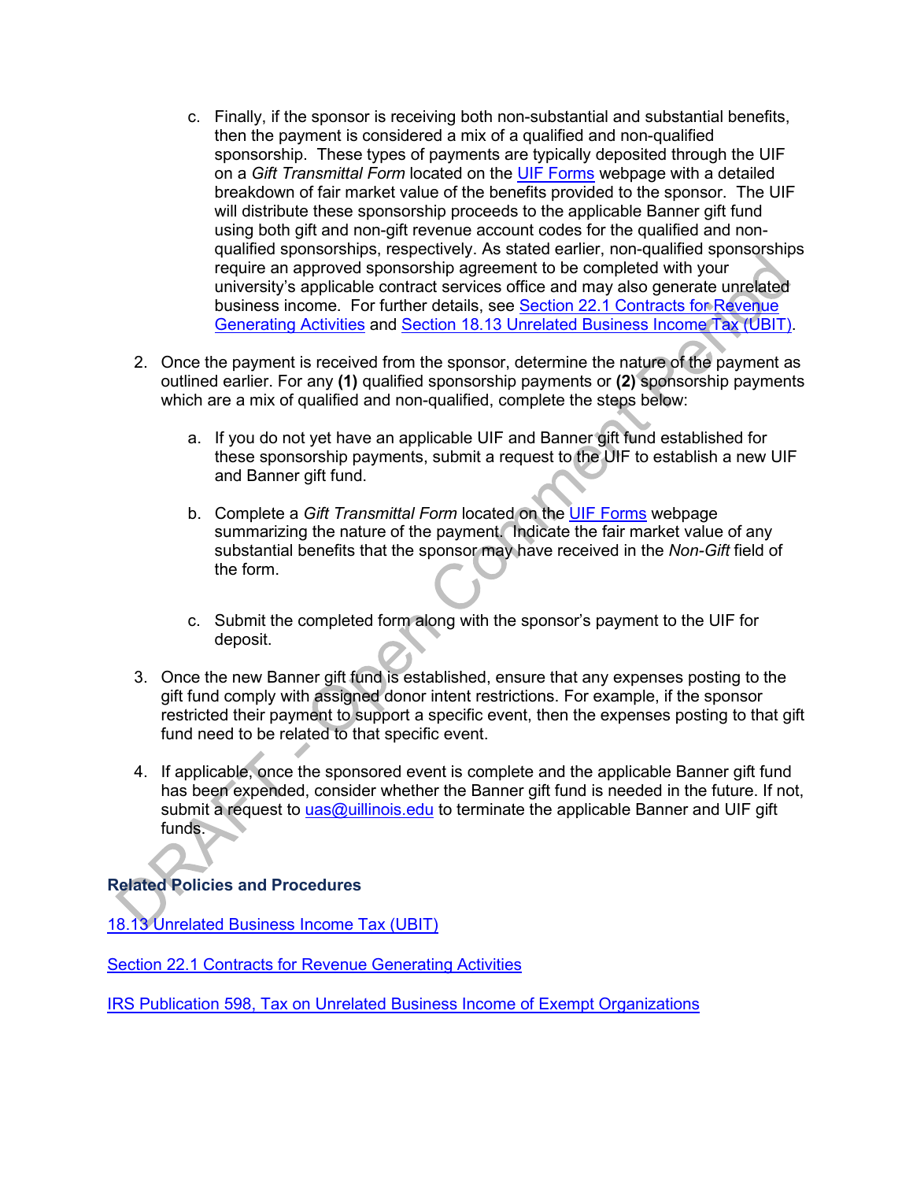c. Finally, if the sponsor is receiving both non-substantial and substantial benefits, then the payment is considered a mix of a qualified and non-qualified sponsorship. These types of payments are typically deposited through the UIF on a *Gift Transmittal Form* located on the [UIF Forms](#) webpage with a detailed breakdown of fair market value of the benefits provided to the sponsor. The UIF will distribute these sponsorship proceeds to the applicable Banner gift fund using both gift and non-gift revenue account codes for the qualified and non-qualified sponsorships, respectively. As stated earlier, non-qualified sponsorships require an approved sponsorship agreement to be completed with your university's applicable contract services office and may also generate unrelated business income. For further details, see [Section 22.1 Contracts for Revenue Generating Activities](#) and [Section 18.13 Unrelated Business Income Tax (UBIT)](#).

2. Once the payment is received from the sponsor, determine the nature of the payment as outlined earlier. For any **(1)** qualified sponsorship payments or **(2)** sponsorship payments which are a mix of qualified and non-qualified, complete the steps below:

   a. If you do not yet have an applicable UIF and Banner gift fund established for these sponsorship payments, submit a request to the UIF to establish a new UIF and Banner gift fund.

   b. Complete a *Gift Transmittal Form* located on the [UIF Forms](#) webpage summarizing the nature of the payment. Indicate the fair market value of any substantial benefits that the sponsor may have received in the *Non-Gift* field of the form.

   c. Submit the completed form along with the sponsor's payment to the UIF for deposit.

3. Once the new Banner gift fund is established, ensure that any expenses posting to the gift fund comply with assigned donor intent restrictions. For example, if the sponsor restricted their payment to support a specific event, then the expenses posting to that gift fund need to be related to that specific event.

4. If applicable, once the sponsored event is complete and the applicable Banner gift fund has been expended, consider whether the Banner gift fund is needed in the future. If not, submit a request to [uas@uillinois.edu](mailto:uas@uillinois.edu) to terminate the applicable Banner and UIF gift funds.

## Related Policies and Procedures

[18.13 Unrelated Business Income Tax (UBIT)](#)

[Section 22.1 Contracts for Revenue Generating Activities](#)

[IRS Publication 598, Tax on Unrelated Business Income of Exempt Organizations](#)